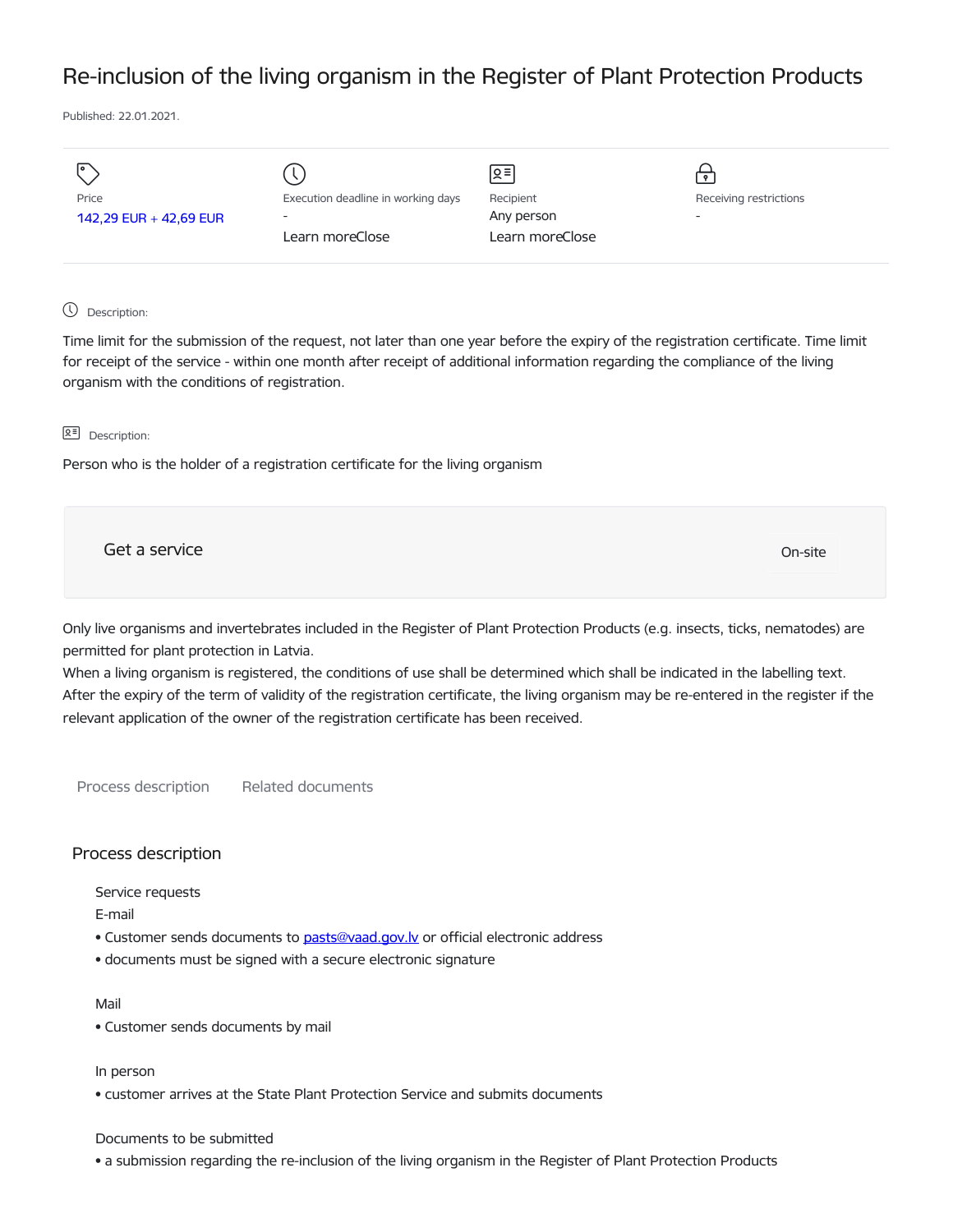# Re-inclusion of the living organism in the Register of Plant Protection Products

Published: 22.01.2021.

| Price | Execution deadline in working days | Recipient | Receiving restrictions |
| --- | --- | --- | --- |
| 142,29 EUR + 42,69 EUR | - | Any person | - |
| | Learn moreClose | Learn moreClose | |

Description:

Time limit for the submission of the request, not later than one year before the expiry of the registration certificate. Time limit for receipt of the service - within one month after receipt of additional information regarding the compliance of the living organism with the conditions of registration.

Description:

Person who is the holder of a registration certificate for the living organism

Get a service

On-site

Only live organisms and invertebrates included in the Register of Plant Protection Products (e.g. insects, ticks, nematodes) are permitted for plant protection in Latvia.
When a living organism is registered, the conditions of use shall be determined which shall be indicated in the labelling text.
After the expiry of the term of validity of the registration certificate, the living organism may be re-entered in the register if the relevant application of the owner of the registration certificate has been received.

Process description    Related documents

## Process description

Service requests

E-mail

- Customer sends documents to pasts@vaad.gov.lv or official electronic address
- documents must be signed with a secure electronic signature

Mail

- Customer sends documents by mail

In person

- customer arrives at the State Plant Protection Service and submits documents

Documents to be submitted

- a submission regarding the re-inclusion of the living organism in the Register of Plant Protection Products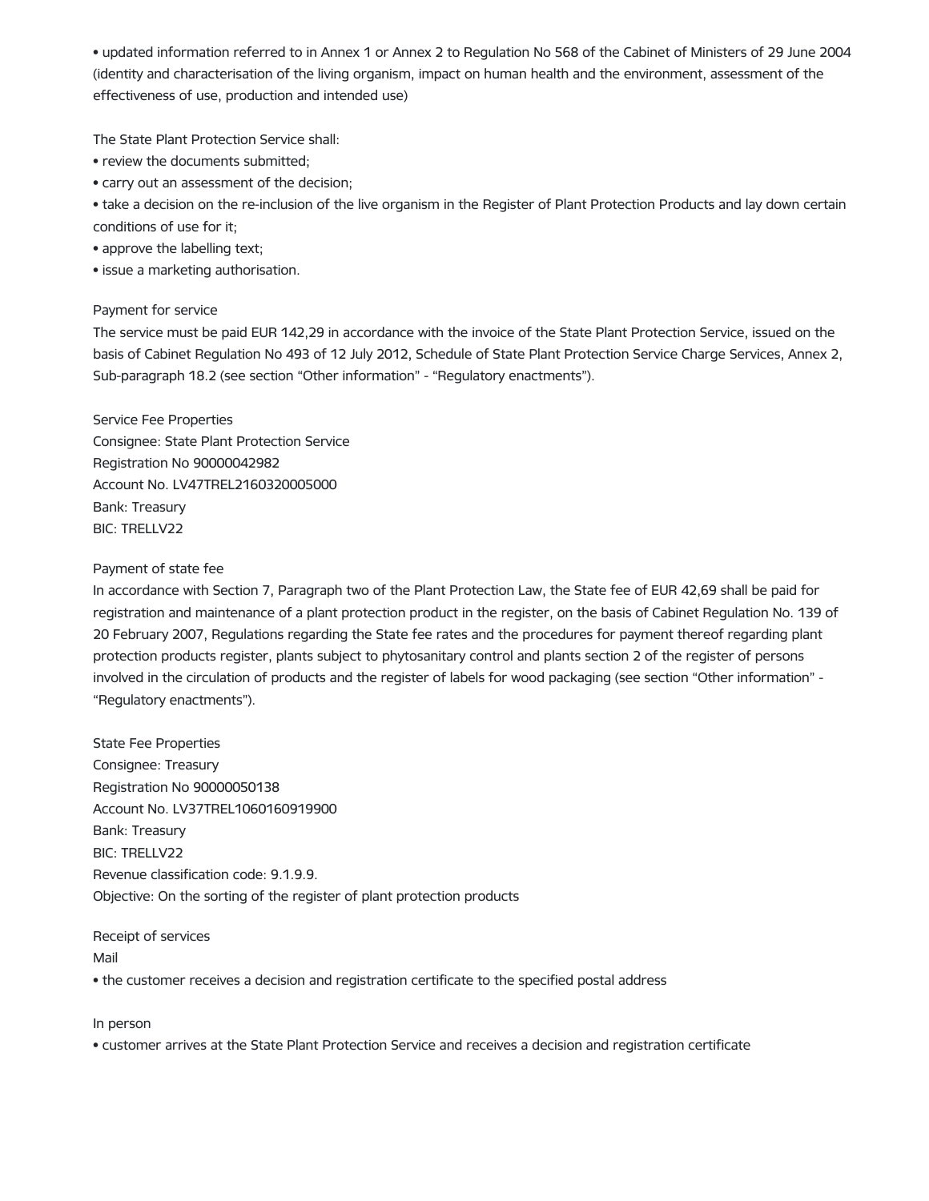- updated information referred to in Annex 1 or Annex 2 to Regulation No 568 of the Cabinet of Ministers of 29 June 2004 (identity and characterisation of the living organism, impact on human health and the environment, assessment of the effectiveness of use, production and intended use)

The State Plant Protection Service shall:

- review the documents submitted;
- carry out an assessment of the decision;
- take a decision on the re-inclusion of the live organism in the Register of Plant Protection Products and lay down certain conditions of use for it;
- approve the labelling text;
- issue a marketing authorisation.

Payment for service

The service must be paid EUR 142,29 in accordance with the invoice of the State Plant Protection Service, issued on the basis of Cabinet Regulation No 493 of 12 July 2012, Schedule of State Plant Protection Service Charge Services, Annex 2, Sub-paragraph 18.2 (see section "Other information" - "Regulatory enactments").

Service Fee Properties
Consignee: State Plant Protection Service
Registration No 90000042982
Account No. LV47TREL2160320005000
Bank: Treasury
BIC: TRELLV22

Payment of state fee

In accordance with Section 7, Paragraph two of the Plant Protection Law, the State fee of EUR 42,69 shall be paid for registration and maintenance of a plant protection product in the register, on the basis of Cabinet Regulation No. 139 of 20 February 2007, Regulations regarding the State fee rates and the procedures for payment thereof regarding plant protection products register, plants subject to phytosanitary control and plants section 2 of the register of persons involved in the circulation of products and the register of labels for wood packaging (see section "Other information" - "Regulatory enactments").

State Fee Properties
Consignee: Treasury
Registration No 90000050138
Account No. LV37TREL1060160919900
Bank: Treasury
BIC: TRELLV22
Revenue classification code: 9.1.9.9.
Objective: On the sorting of the register of plant protection products

Receipt of services

Mail

- the customer receives a decision and registration certificate to the specified postal address

In person

- customer arrives at the State Plant Protection Service and receives a decision and registration certificate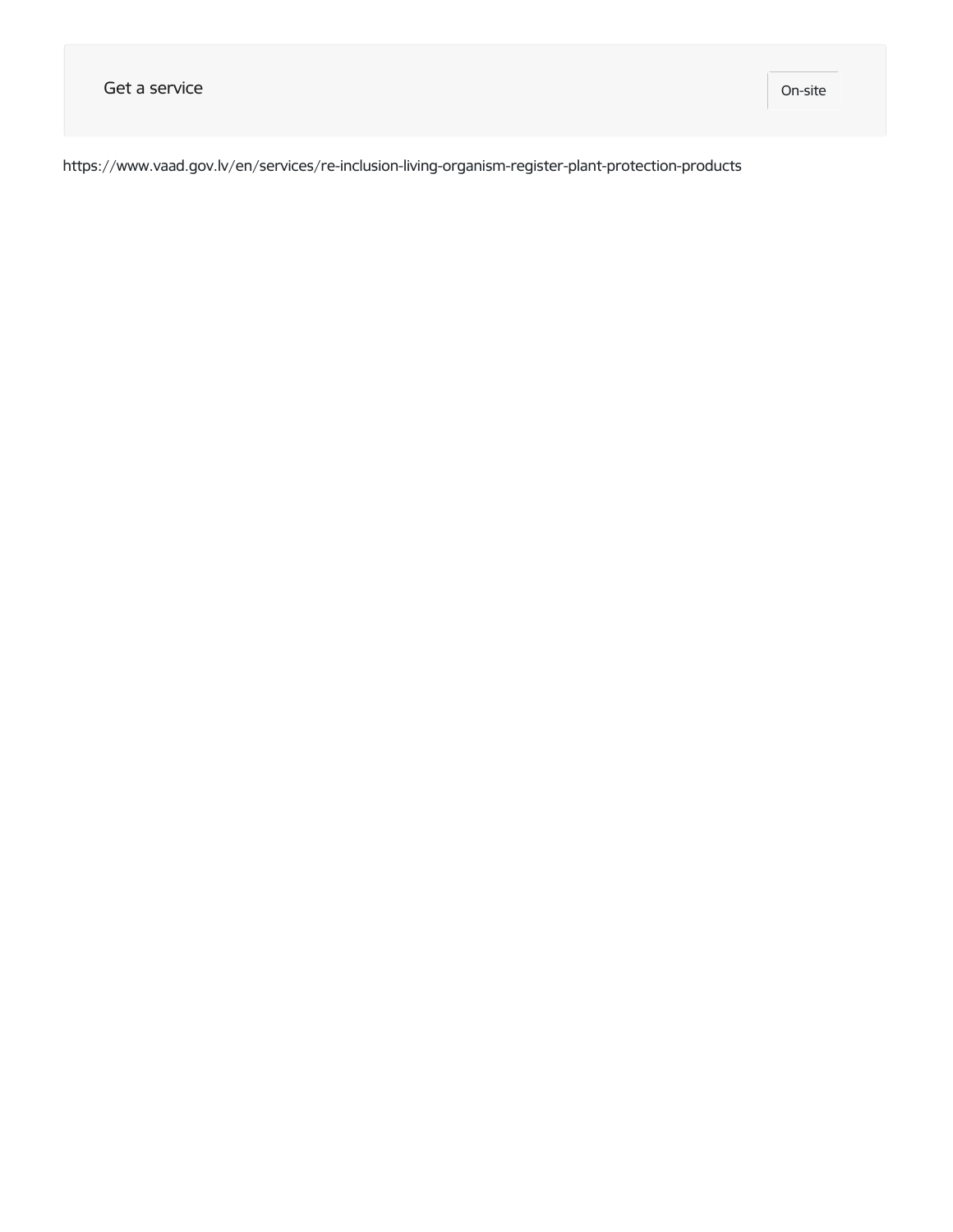Get a service

On-site

https://www.vaad.gov.lv/en/services/re-inclusion-living-organism-register-plant-protection-products